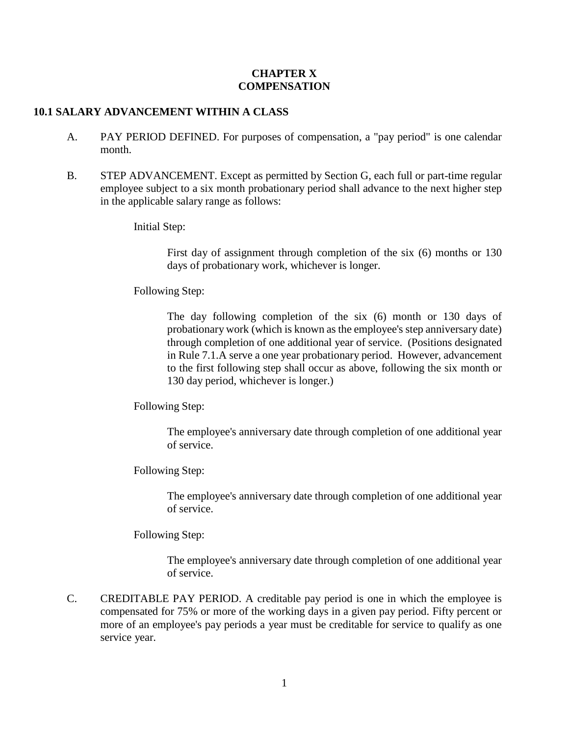# CHAPTER X
# COMPENSATION

## 10.1 SALARY ADVANCEMENT WITHIN A CLASS

A. PAY PERIOD DEFINED. For purposes of compensation, a "pay period" is one calendar month.

B. STEP ADVANCEMENT. Except as permitted by Section G, each full or part-time regular employee subject to a six month probationary period shall advance to the next higher step in the applicable salary range as follows:

Initial Step:

> First day of assignment through completion of the six (6) months or 130 days of probationary work, whichever is longer.

Following Step:

> The day following completion of the six (6) month or 130 days of probationary work (which is known as the employee's step anniversary date) through completion of one additional year of service. (Positions designated in Rule 7.1.A serve a one year probationary period. However, advancement to the first following step shall occur as above, following the six month or 130 day period, whichever is longer.)

Following Step:

> The employee's anniversary date through completion of one additional year of service.

Following Step:

> The employee's anniversary date through completion of one additional year of service.

Following Step:

> The employee's anniversary date through completion of one additional year of service.

C. CREDITABLE PAY PERIOD. A creditable pay period is one in which the employee is compensated for 75% or more of the working days in a given pay period. Fifty percent or more of an employee's pay periods a year must be creditable for service to qualify as one service year.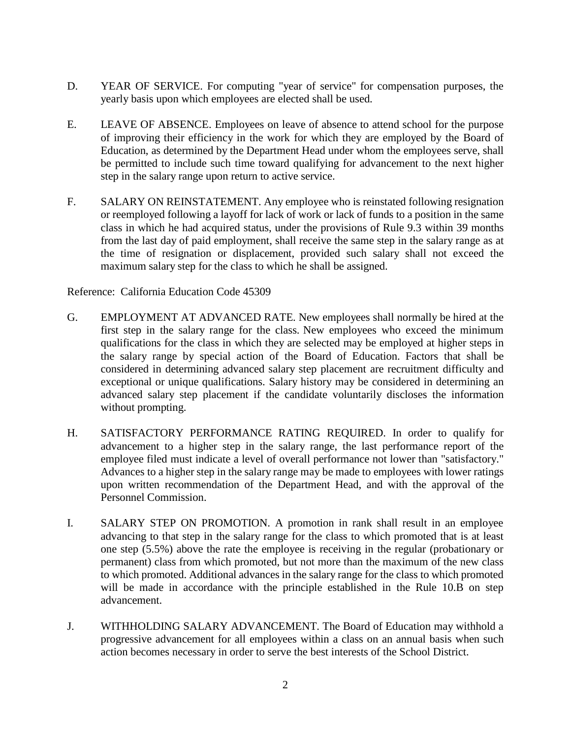D. YEAR OF SERVICE. For computing "year of service" for compensation purposes, the yearly basis upon which employees are elected shall be used.

E. LEAVE OF ABSENCE. Employees on leave of absence to attend school for the purpose of improving their efficiency in the work for which they are employed by the Board of Education, as determined by the Department Head under whom the employees serve, shall be permitted to include such time toward qualifying for advancement to the next higher step in the salary range upon return to active service.

F. SALARY ON REINSTATEMENT. Any employee who is reinstated following resignation or reemployed following a layoff for lack of work or lack of funds to a position in the same class in which he had acquired status, under the provisions of Rule 9.3 within 39 months from the last day of paid employment, shall receive the same step in the salary range as at the time of resignation or displacement, provided such salary shall not exceed the maximum salary step for the class to which he shall be assigned.

Reference: California Education Code 45309

G. EMPLOYMENT AT ADVANCED RATE. New employees shall normally be hired at the first step in the salary range for the class. New employees who exceed the minimum qualifications for the class in which they are selected may be employed at higher steps in the salary range by special action of the Board of Education. Factors that shall be considered in determining advanced salary step placement are recruitment difficulty and exceptional or unique qualifications. Salary history may be considered in determining an advanced salary step placement if the candidate voluntarily discloses the information without prompting.

H. SATISFACTORY PERFORMANCE RATING REQUIRED. In order to qualify for advancement to a higher step in the salary range, the last performance report of the employee filed must indicate a level of overall performance not lower than "satisfactory." Advances to a higher step in the salary range may be made to employees with lower ratings upon written recommendation of the Department Head, and with the approval of the Personnel Commission.

I. SALARY STEP ON PROMOTION. A promotion in rank shall result in an employee advancing to that step in the salary range for the class to which promoted that is at least one step (5.5%) above the rate the employee is receiving in the regular (probationary or permanent) class from which promoted, but not more than the maximum of the new class to which promoted. Additional advances in the salary range for the class to which promoted will be made in accordance with the principle established in the Rule 10.B on step advancement.

J. WITHHOLDING SALARY ADVANCEMENT. The Board of Education may withhold a progressive advancement for all employees within a class on an annual basis when such action becomes necessary in order to serve the best interests of the School District.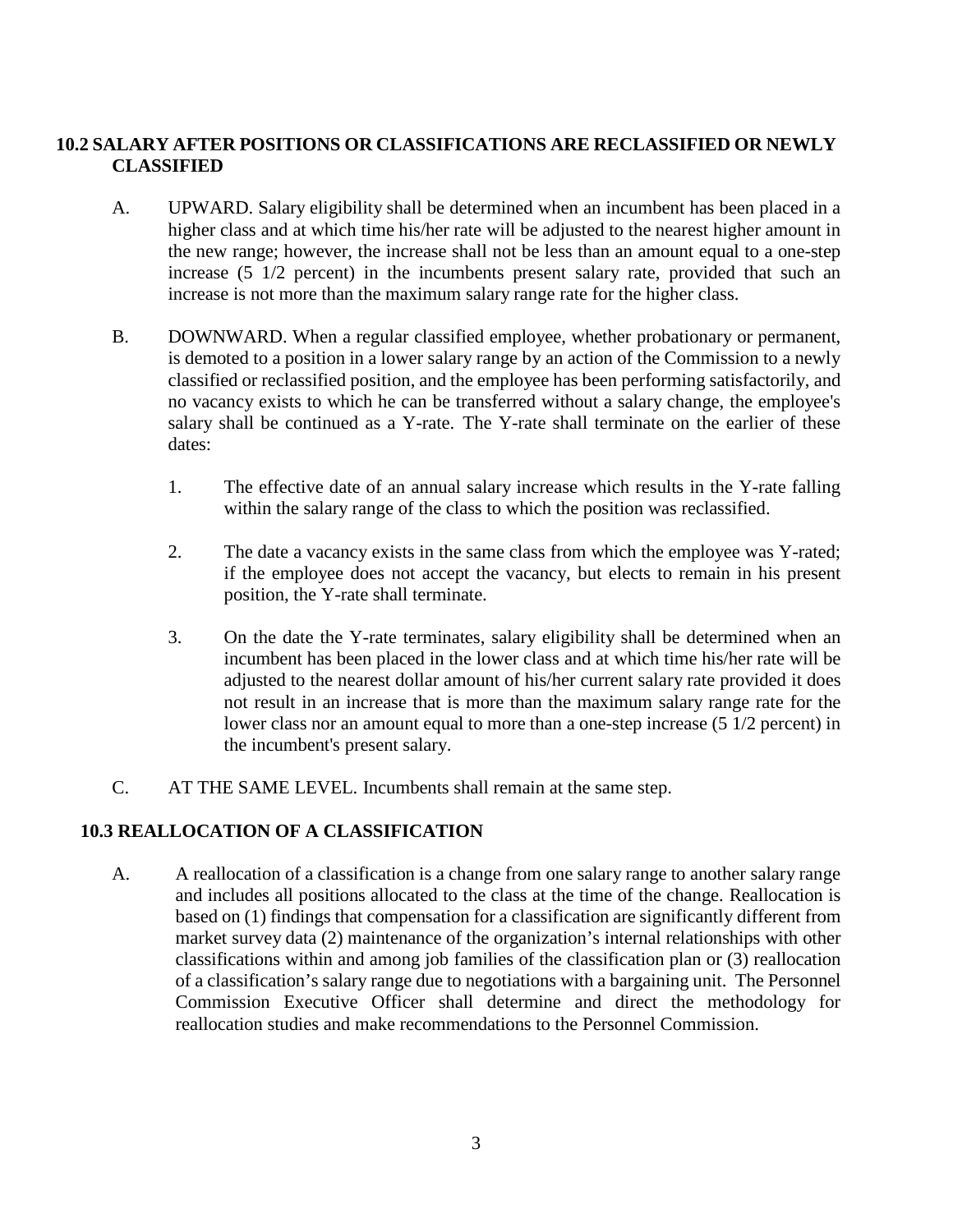## 10.2 SALARY AFTER POSITIONS OR CLASSIFICATIONS ARE RECLASSIFIED OR NEWLY CLASSIFIED

A. UPWARD. Salary eligibility shall be determined when an incumbent has been placed in a higher class and at which time his/her rate will be adjusted to the nearest higher amount in the new range; however, the increase shall not be less than an amount equal to a one-step increase (5 1/2 percent) in the incumbents present salary rate, provided that such an increase is not more than the maximum salary range rate for the higher class.

B. DOWNWARD. When a regular classified employee, whether probationary or permanent, is demoted to a position in a lower salary range by an action of the Commission to a newly classified or reclassified position, and the employee has been performing satisfactorily, and no vacancy exists to which he can be transferred without a salary change, the employee's salary shall be continued as a Y-rate. The Y-rate shall terminate on the earlier of these dates:

   1. The effective date of an annual salary increase which results in the Y-rate falling within the salary range of the class to which the position was reclassified.

   2. The date a vacancy exists in the same class from which the employee was Y-rated; if the employee does not accept the vacancy, but elects to remain in his present position, the Y-rate shall terminate.

   3. On the date the Y-rate terminates, salary eligibility shall be determined when an incumbent has been placed in the lower class and at which time his/her rate will be adjusted to the nearest dollar amount of his/her current salary rate provided it does not result in an increase that is more than the maximum salary range rate for the lower class nor an amount equal to more than a one-step increase (5 1/2 percent) in the incumbent's present salary.

C. AT THE SAME LEVEL. Incumbents shall remain at the same step.

## 10.3 REALLOCATION OF A CLASSIFICATION

A. A reallocation of a classification is a change from one salary range to another salary range and includes all positions allocated to the class at the time of the change. Reallocation is based on (1) findings that compensation for a classification are significantly different from market survey data (2) maintenance of the organization's internal relationships with other classifications within and among job families of the classification plan or (3) reallocation of a classification's salary range due to negotiations with a bargaining unit. The Personnel Commission Executive Officer shall determine and direct the methodology for reallocation studies and make recommendations to the Personnel Commission.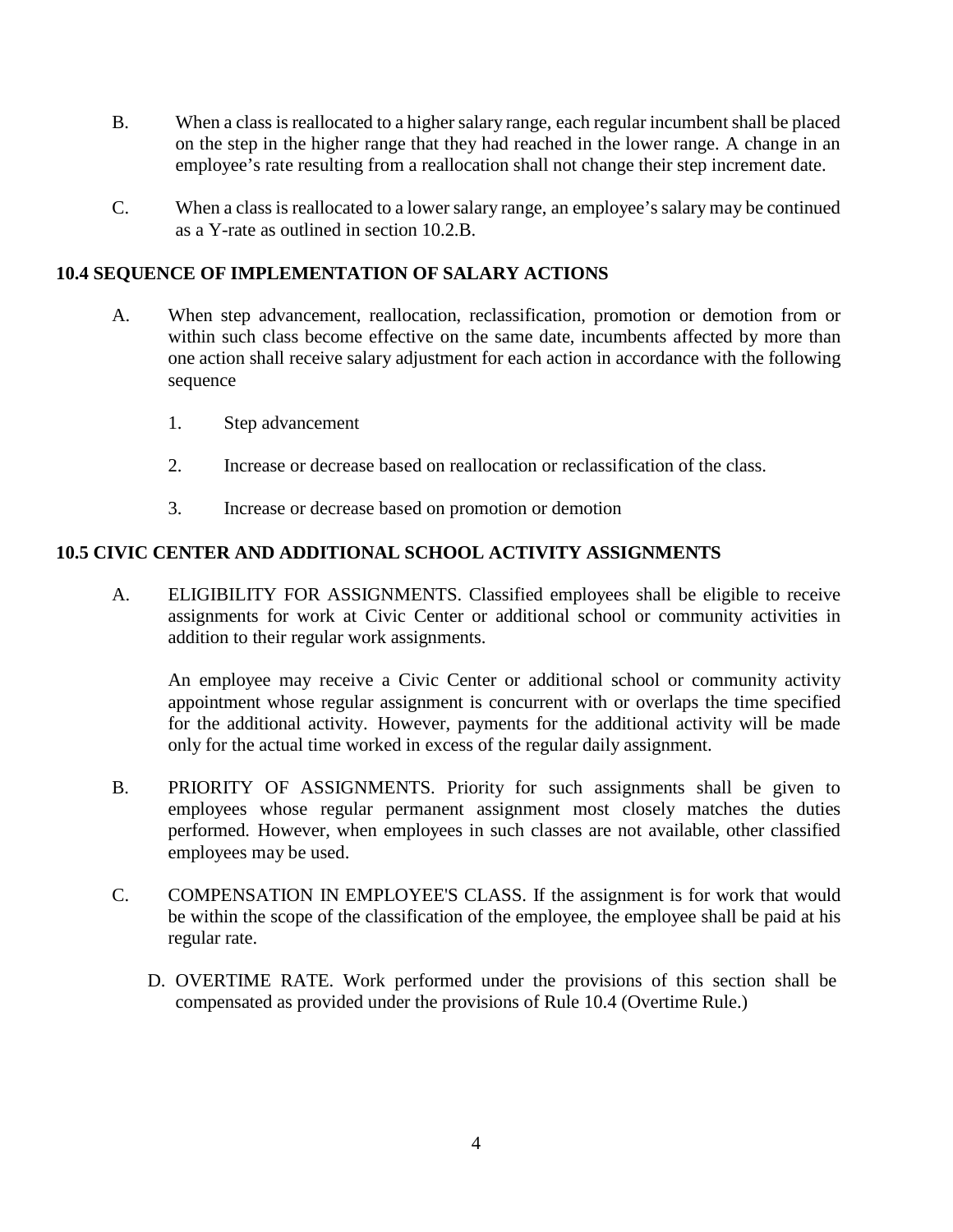B. When a class is reallocated to a higher salary range, each regular incumbent shall be placed on the step in the higher range that they had reached in the lower range. A change in an employee's rate resulting from a reallocation shall not change their step increment date.

C. When a class is reallocated to a lower salary range, an employee's salary may be continued as a Y-rate as outlined in section 10.2.B.

**10.4 SEQUENCE OF IMPLEMENTATION OF SALARY ACTIONS**

A. When step advancement, reallocation, reclassification, promotion or demotion from or within such class become effective on the same date, incumbents affected by more than one action shall receive salary adjustment for each action in accordance with the following sequence

1. Step advancement

2. Increase or decrease based on reallocation or reclassification of the class.

3. Increase or decrease based on promotion or demotion

**10.5 CIVIC CENTER AND ADDITIONAL SCHOOL ACTIVITY ASSIGNMENTS**

A. ELIGIBILITY FOR ASSIGNMENTS. Classified employees shall be eligible to receive assignments for work at Civic Center or additional school or community activities in addition to their regular work assignments.

An employee may receive a Civic Center or additional school or community activity appointment whose regular assignment is concurrent with or overlaps the time specified for the additional activity. However, payments for the additional activity will be made only for the actual time worked in excess of the regular daily assignment.

B. PRIORITY OF ASSIGNMENTS. Priority for such assignments shall be given to employees whose regular permanent assignment most closely matches the duties performed. However, when employees in such classes are not available, other classified employees may be used.

C. COMPENSATION IN EMPLOYEE'S CLASS. If the assignment is for work that would be within the scope of the classification of the employee, the employee shall be paid at his regular rate.

D. OVERTIME RATE. Work performed under the provisions of this section shall be compensated as provided under the provisions of Rule 10.4 (Overtime Rule.)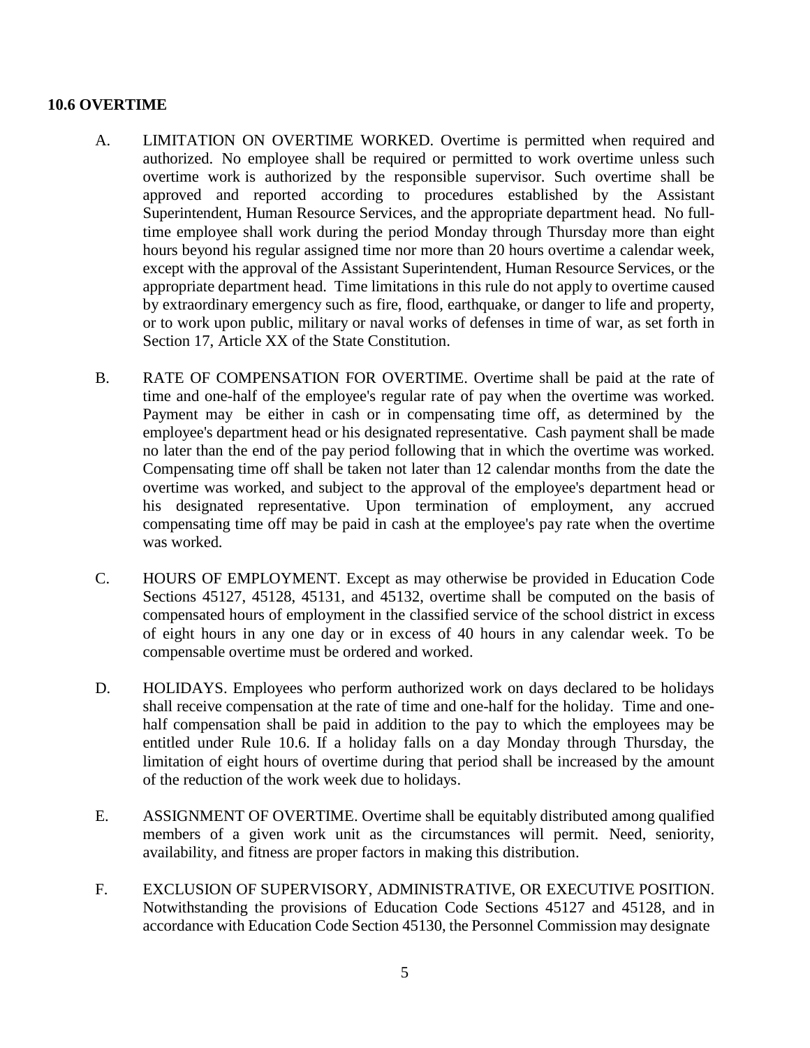**10.6 OVERTIME**

A. LIMITATION ON OVERTIME WORKED. Overtime is permitted when required and authorized. No employee shall be required or permitted to work overtime unless such overtime work is authorized by the responsible supervisor. Such overtime shall be approved and reported according to procedures established by the Assistant Superintendent, Human Resource Services, and the appropriate department head. No full-time employee shall work during the period Monday through Thursday more than eight hours beyond his regular assigned time nor more than 20 hours overtime a calendar week, except with the approval of the Assistant Superintendent, Human Resource Services, or the appropriate department head. Time limitations in this rule do not apply to overtime caused by extraordinary emergency such as fire, flood, earthquake, or danger to life and property, or to work upon public, military or naval works of defenses in time of war, as set forth in Section 17, Article XX of the State Constitution.

B. RATE OF COMPENSATION FOR OVERTIME. Overtime shall be paid at the rate of time and one-half of the employee's regular rate of pay when the overtime was worked. Payment may be either in cash or in compensating time off, as determined by the employee's department head or his designated representative. Cash payment shall be made no later than the end of the pay period following that in which the overtime was worked. Compensating time off shall be taken not later than 12 calendar months from the date the overtime was worked, and subject to the approval of the employee's department head or his designated representative. Upon termination of employment, any accrued compensating time off may be paid in cash at the employee's pay rate when the overtime was worked.

C. HOURS OF EMPLOYMENT. Except as may otherwise be provided in Education Code Sections 45127, 45128, 45131, and 45132, overtime shall be computed on the basis of compensated hours of employment in the classified service of the school district in excess of eight hours in any one day or in excess of 40 hours in any calendar week. To be compensable overtime must be ordered and worked.

D. HOLIDAYS. Employees who perform authorized work on days declared to be holidays shall receive compensation at the rate of time and one-half for the holiday. Time and one-half compensation shall be paid in addition to the pay to which the employees may be entitled under Rule 10.6. If a holiday falls on a day Monday through Thursday, the limitation of eight hours of overtime during that period shall be increased by the amount of the reduction of the work week due to holidays.

E. ASSIGNMENT OF OVERTIME. Overtime shall be equitably distributed among qualified members of a given work unit as the circumstances will permit. Need, seniority, availability, and fitness are proper factors in making this distribution.

F. EXCLUSION OF SUPERVISORY, ADMINISTRATIVE, OR EXECUTIVE POSITION. Notwithstanding the provisions of Education Code Sections 45127 and 45128, and in accordance with Education Code Section 45130, the Personnel Commission may designate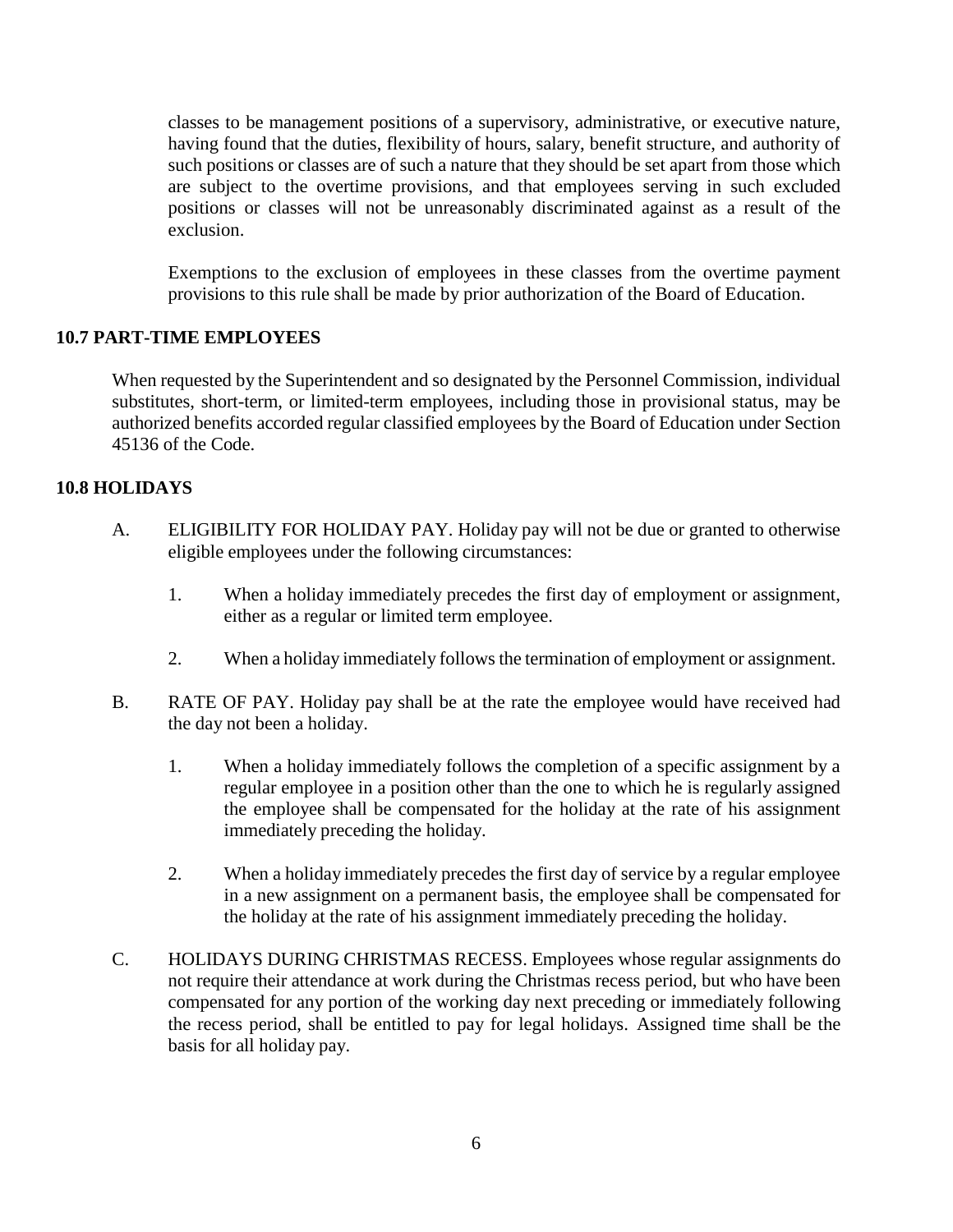classes to be management positions of a supervisory, administrative, or executive nature, having found that the duties, flexibility of hours, salary, benefit structure, and authority of such positions or classes are of such a nature that they should be set apart from those which are subject to the overtime provisions, and that employees serving in such excluded positions or classes will not be unreasonably discriminated against as a result of the exclusion.

Exemptions to the exclusion of employees in these classes from the overtime payment provisions to this rule shall be made by prior authorization of the Board of Education.

### 10.7 PART-TIME EMPLOYEES

When requested by the Superintendent and so designated by the Personnel Commission, individual substitutes, short-term, or limited-term employees, including those in provisional status, may be authorized benefits accorded regular classified employees by the Board of Education under Section 45136 of the Code.

### 10.8 HOLIDAYS

A. ELIGIBILITY FOR HOLIDAY PAY. Holiday pay will not be due or granted to otherwise eligible employees under the following circumstances:

   1. When a holiday immediately precedes the first day of employment or assignment, either as a regular or limited term employee.

   2. When a holiday immediately follows the termination of employment or assignment.

B. RATE OF PAY. Holiday pay shall be at the rate the employee would have received had the day not been a holiday.

   1. When a holiday immediately follows the completion of a specific assignment by a regular employee in a position other than the one to which he is regularly assigned the employee shall be compensated for the holiday at the rate of his assignment immediately preceding the holiday.

   2. When a holiday immediately precedes the first day of service by a regular employee in a new assignment on a permanent basis, the employee shall be compensated for the holiday at the rate of his assignment immediately preceding the holiday.

C. HOLIDAYS DURING CHRISTMAS RECESS. Employees whose regular assignments do not require their attendance at work during the Christmas recess period, but who have been compensated for any portion of the working day next preceding or immediately following the recess period, shall be entitled to pay for legal holidays. Assigned time shall be the basis for all holiday pay.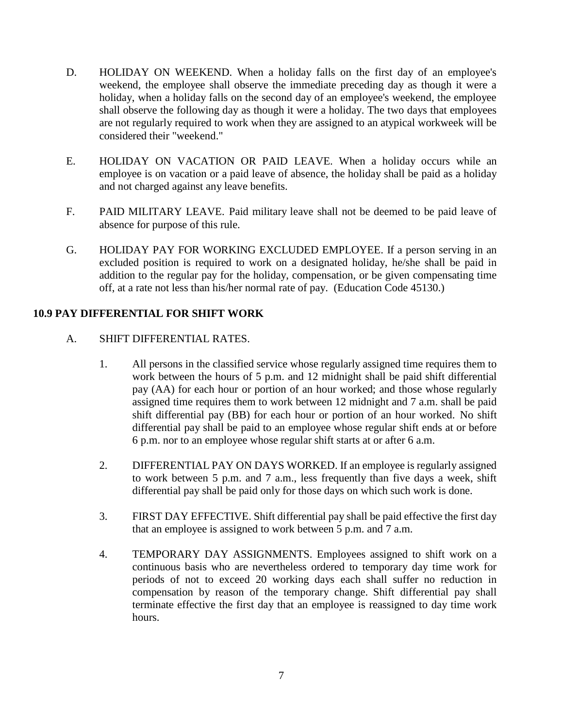D. HOLIDAY ON WEEKEND. When a holiday falls on the first day of an employee's weekend, the employee shall observe the immediate preceding day as though it were a holiday, when a holiday falls on the second day of an employee's weekend, the employee shall observe the following day as though it were a holiday. The two days that employees are not regularly required to work when they are assigned to an atypical workweek will be considered their "weekend."

E. HOLIDAY ON VACATION OR PAID LEAVE. When a holiday occurs while an employee is on vacation or a paid leave of absence, the holiday shall be paid as a holiday and not charged against any leave benefits.

F. PAID MILITARY LEAVE. Paid military leave shall not be deemed to be paid leave of absence for purpose of this rule.

G. HOLIDAY PAY FOR WORKING EXCLUDED EMPLOYEE. If a person serving in an excluded position is required to work on a designated holiday, he/she shall be paid in addition to the regular pay for the holiday, compensation, or be given compensating time off, at a rate not less than his/her normal rate of pay. (Education Code 45130.)

## 10.9 PAY DIFFERENTIAL FOR SHIFT WORK

A. SHIFT DIFFERENTIAL RATES.

1. All persons in the classified service whose regularly assigned time requires them to work between the hours of 5 p.m. and 12 midnight shall be paid shift differential pay (AA) for each hour or portion of an hour worked; and those whose regularly assigned time requires them to work between 12 midnight and 7 a.m. shall be paid shift differential pay (BB) for each hour or portion of an hour worked. No shift differential pay shall be paid to an employee whose regular shift ends at or before 6 p.m. nor to an employee whose regular shift starts at or after 6 a.m.

2. DIFFERENTIAL PAY ON DAYS WORKED. If an employee is regularly assigned to work between 5 p.m. and 7 a.m., less frequently than five days a week, shift differential pay shall be paid only for those days on which such work is done.

3. FIRST DAY EFFECTIVE. Shift differential pay shall be paid effective the first day that an employee is assigned to work between 5 p.m. and 7 a.m.

4. TEMPORARY DAY ASSIGNMENTS. Employees assigned to shift work on a continuous basis who are nevertheless ordered to temporary day time work for periods of not to exceed 20 working days each shall suffer no reduction in compensation by reason of the temporary change. Shift differential pay shall terminate effective the first day that an employee is reassigned to day time work hours.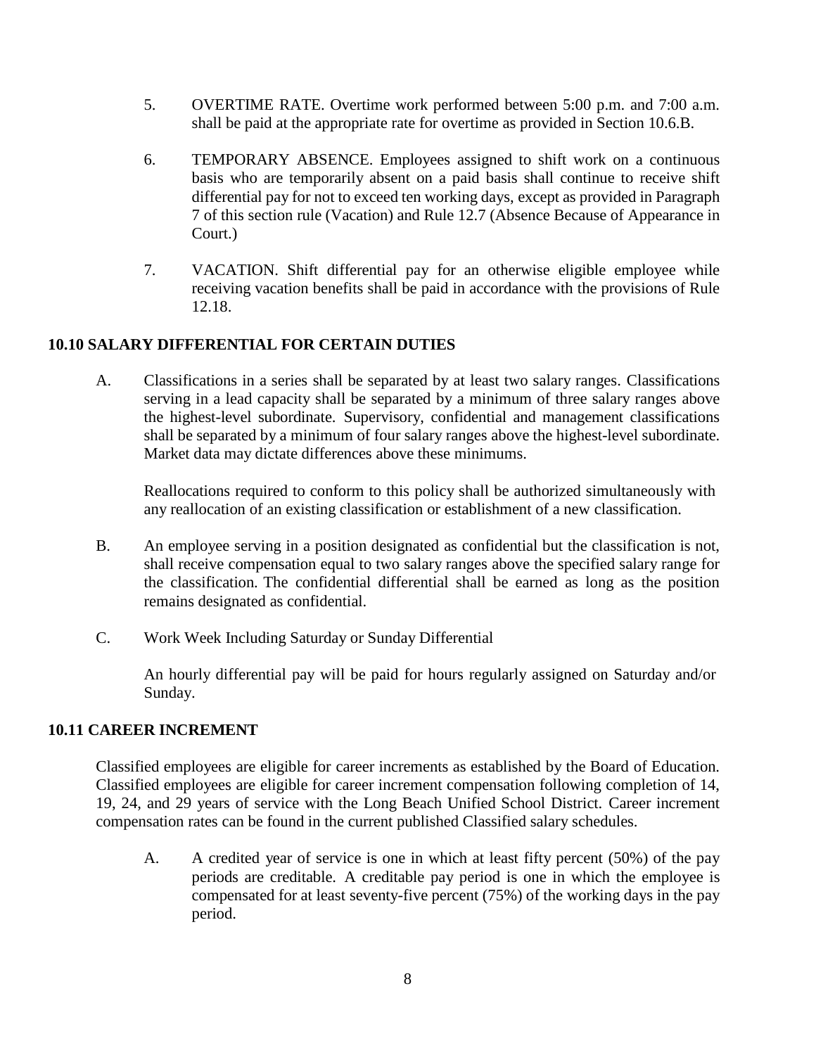5. OVERTIME RATE. Overtime work performed between 5:00 p.m. and 7:00 a.m. shall be paid at the appropriate rate for overtime as provided in Section 10.6.B.

6. TEMPORARY ABSENCE. Employees assigned to shift work on a continuous basis who are temporarily absent on a paid basis shall continue to receive shift differential pay for not to exceed ten working days, except as provided in Paragraph 7 of this section rule (Vacation) and Rule 12.7 (Absence Because of Appearance in Court.)

7. VACATION. Shift differential pay for an otherwise eligible employee while receiving vacation benefits shall be paid in accordance with the provisions of Rule 12.18.

## 10.10 SALARY DIFFERENTIAL FOR CERTAIN DUTIES

A. Classifications in a series shall be separated by at least two salary ranges. Classifications serving in a lead capacity shall be separated by a minimum of three salary ranges above the highest-level subordinate. Supervisory, confidential and management classifications shall be separated by a minimum of four salary ranges above the highest-level subordinate. Market data may dictate differences above these minimums.

   Reallocations required to conform to this policy shall be authorized simultaneously with any reallocation of an existing classification or establishment of a new classification.

B. An employee serving in a position designated as confidential but the classification is not, shall receive compensation equal to two salary ranges above the specified salary range for the classification. The confidential differential shall be earned as long as the position remains designated as confidential.

C. Work Week Including Saturday or Sunday Differential

   An hourly differential pay will be paid for hours regularly assigned on Saturday and/or Sunday.

## 10.11 CAREER INCREMENT

Classified employees are eligible for career increments as established by the Board of Education. Classified employees are eligible for career increment compensation following completion of 14, 19, 24, and 29 years of service with the Long Beach Unified School District. Career increment compensation rates can be found in the current published Classified salary schedules.

A. A credited year of service is one in which at least fifty percent (50%) of the pay periods are creditable. A creditable pay period is one in which the employee is compensated for at least seventy-five percent (75%) of the working days in the pay period.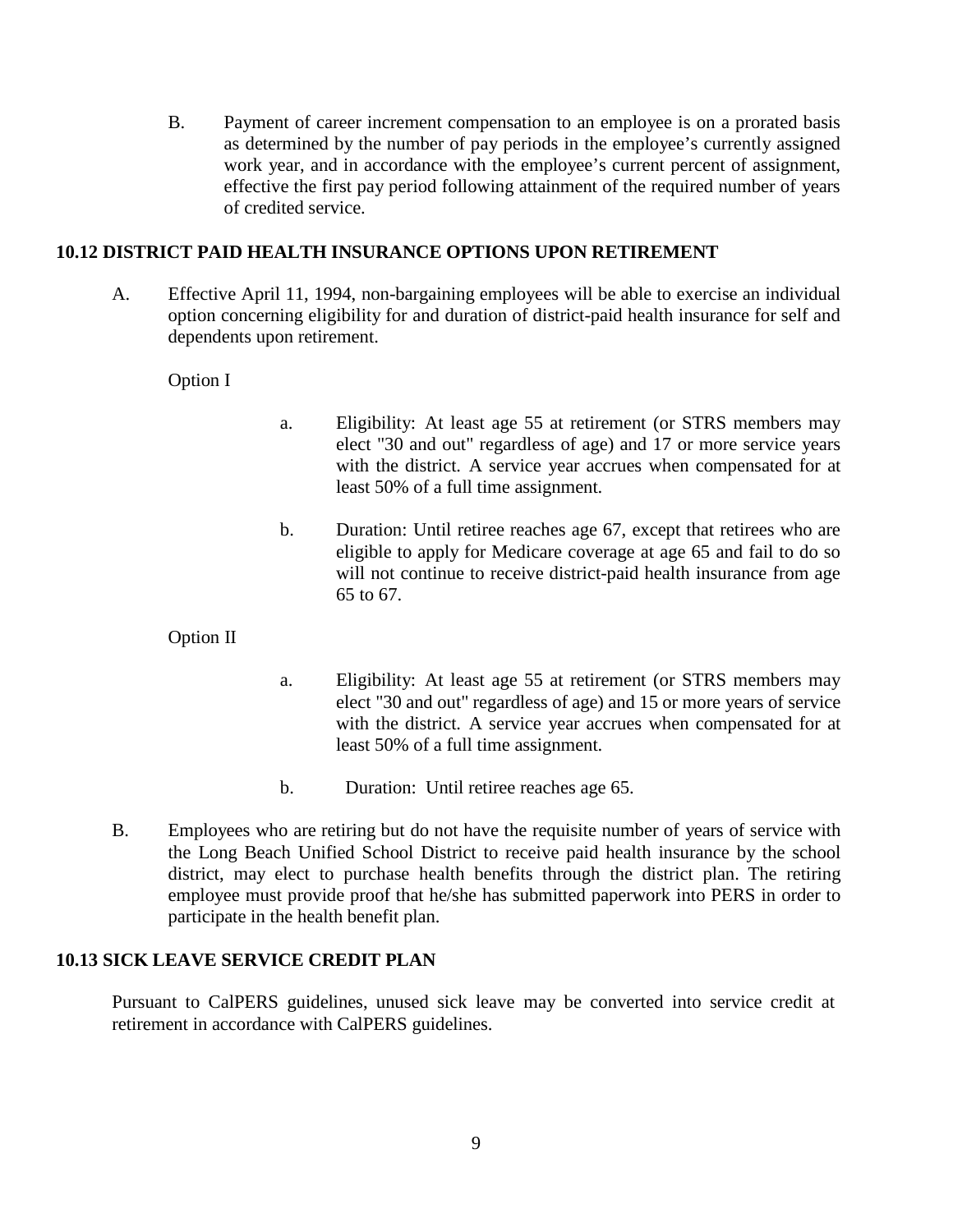B. Payment of career increment compensation to an employee is on a prorated basis as determined by the number of pay periods in the employee's currently assigned work year, and in accordance with the employee's current percent of assignment, effective the first pay period following attainment of the required number of years of credited service.

**10.12 DISTRICT PAID HEALTH INSURANCE OPTIONS UPON RETIREMENT**

A. Effective April 11, 1994, non-bargaining employees will be able to exercise an individual option concerning eligibility for and duration of district-paid health insurance for self and dependents upon retirement.

Option I

a. Eligibility: At least age 55 at retirement (or STRS members may elect "30 and out" regardless of age) and 17 or more service years with the district. A service year accrues when compensated for at least 50% of a full time assignment.

b. Duration: Until retiree reaches age 67, except that retirees who are eligible to apply for Medicare coverage at age 65 and fail to do so will not continue to receive district-paid health insurance from age 65 to 67.

Option II

a. Eligibility: At least age 55 at retirement (or STRS members may elect "30 and out" regardless of age) and 15 or more years of service with the district. A service year accrues when compensated for at least 50% of a full time assignment.

b. Duration: Until retiree reaches age 65.

B. Employees who are retiring but do not have the requisite number of years of service with the Long Beach Unified School District to receive paid health insurance by the school district, may elect to purchase health benefits through the district plan. The retiring employee must provide proof that he/she has submitted paperwork into PERS in order to participate in the health benefit plan.

**10.13 SICK LEAVE SERVICE CREDIT PLAN**

Pursuant to CalPERS guidelines, unused sick leave may be converted into service credit at retirement in accordance with CalPERS guidelines.